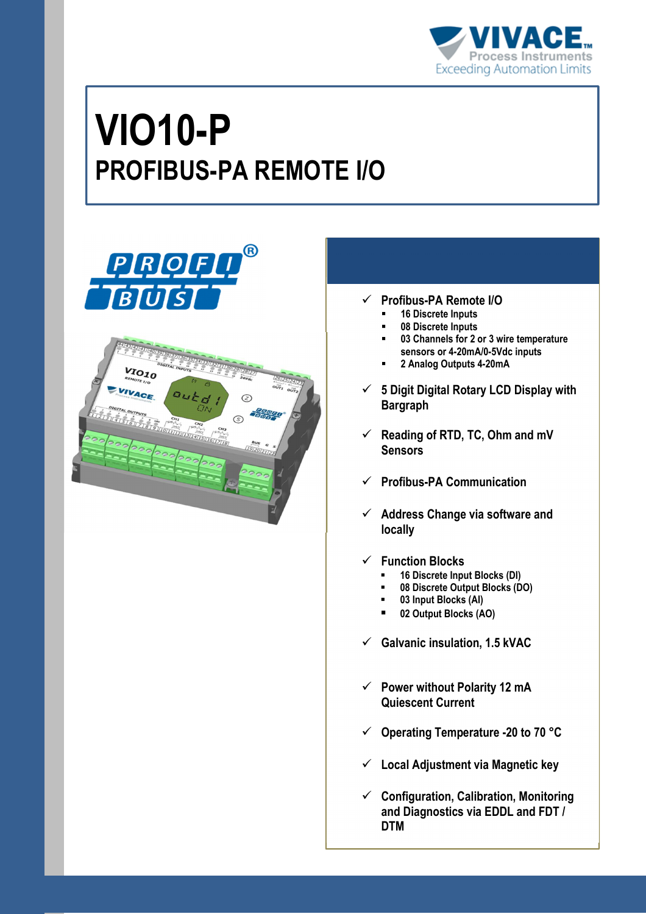# VIO10-P

## PROFIBUS-PA REMOTE I/O

- ✓ Profibus-PA Remote I/O
  - 16 Discrete Inputs
  - 08 Discrete Inputs
  - 03 Channels for 2 or 3 wire temperature sensors or 4-20mA/0-5Vdc inputs
  - 2 Analog Outputs 4-20mA
- ✓ 5 Digit Digital Rotary LCD Display with Bargraph
- ✓ Reading of RTD, TC, Ohm and mV Sensors
- ✓ Profibus-PA Communication
- ✓ Address Change via software and locally
- ✓ Function Blocks
  - 16 Discrete Input Blocks (DI)
  - 08 Discrete Output Blocks (DO)
  - 03 Input Blocks (AI)
  - 02 Output Blocks (AO)
- ✓ Galvanic insulation, 1.5 kVAC
- ✓ Power without Polarity 12 mA Quiescent Current
- ✓ Operating Temperature -20 to 70 °C
- ✓ Local Adjustment via Magnetic key
- ✓ Configuration, Calibration, Monitoring and Diagnostics via EDDL and FDT / DTM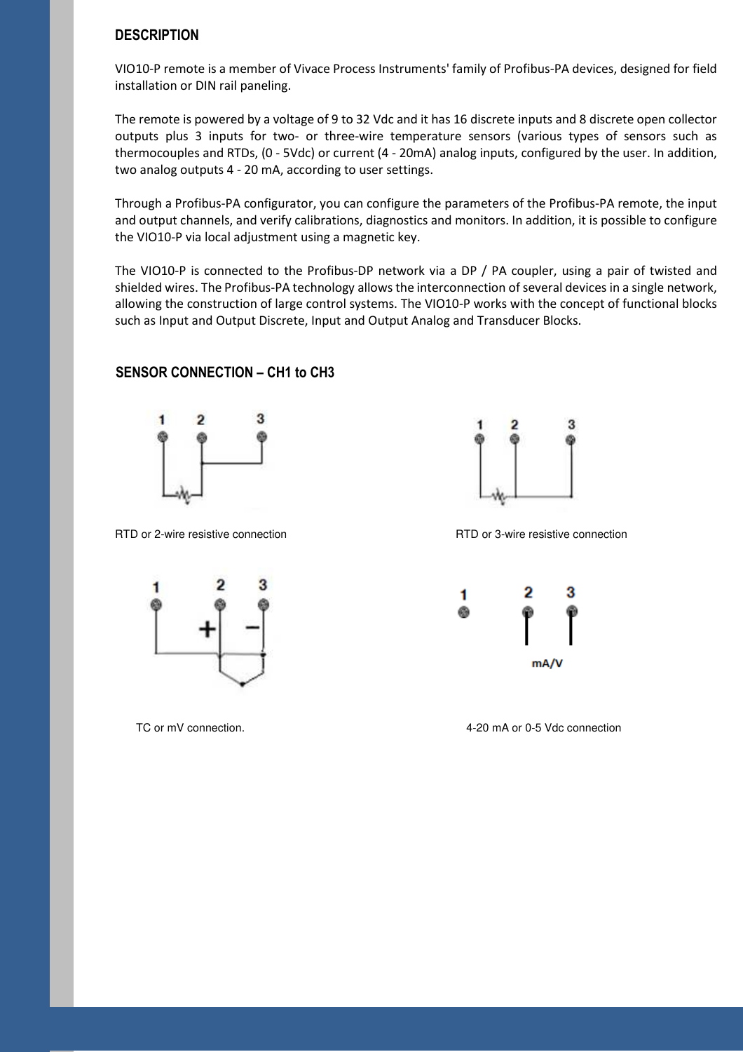## DESCRIPTION

VIO10-P remote is a member of Vivace Process Instruments' family of Profibus-PA devices, designed for field installation or DIN rail paneling.

The remote is powered by a voltage of 9 to 32 Vdc and it has 16 discrete inputs and 8 discrete open collector outputs plus 3 inputs for two- or three-wire temperature sensors (various types of sensors such as thermocouples and RTDs, (0 - 5Vdc) or current (4 - 20mA) analog inputs, configured by the user. In addition, two analog outputs 4 - 20 mA, according to user settings.

Through a Profibus-PA configurator, you can configure the parameters of the Profibus-PA remote, the input and output channels, and verify calibrations, diagnostics and monitors. In addition, it is possible to configure the VIO10-P via local adjustment using a magnetic key.

The VIO10-P is connected to the Profibus-DP network via a DP / PA coupler, using a pair of twisted and shielded wires. The Profibus-PA technology allows the interconnection of several devices in a single network, allowing the construction of large control systems. The VIO10-P works with the concept of functional blocks such as Input and Output Discrete, Input and Output Analog and Transducer Blocks.

## SENSOR CONNECTION – CH1 to CH3

RTD or 2-wire resistive connection

RTD or 3-wire resistive connection

TC or mV connection.

4-20 mA or 0-5 Vdc connection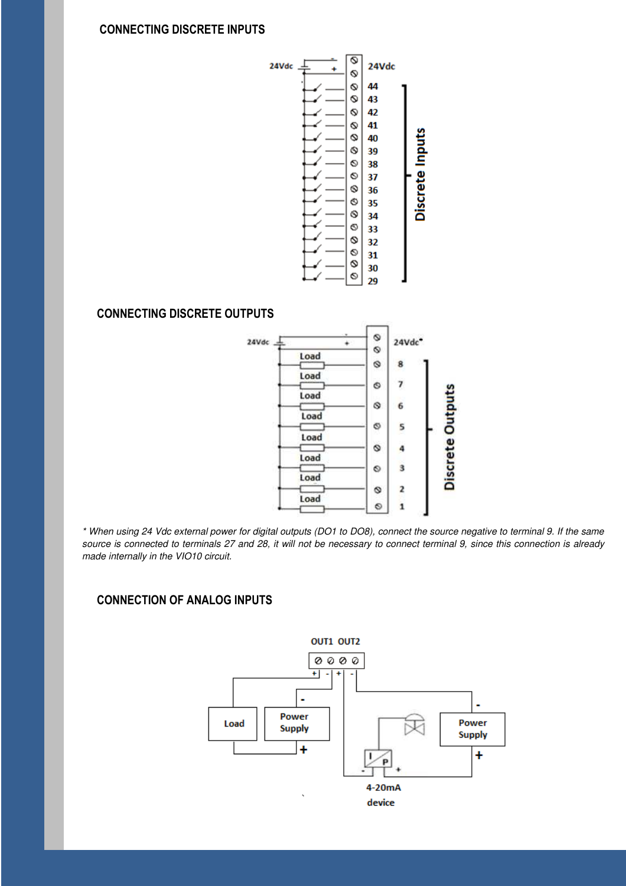## CONNECTING DISCRETE INPUTS

## CONNECTING DISCRETE OUTPUTS

*\* When using 24 Vdc external power for digital outputs (DO1 to DO8), connect the source negative to terminal 9. If the same source is connected to terminals 27 and 28, it will not be necessary to connect terminal 9, since this connection is already made internally in the VIO10 circuit.*

## CONNECTION OF ANALOG INPUTS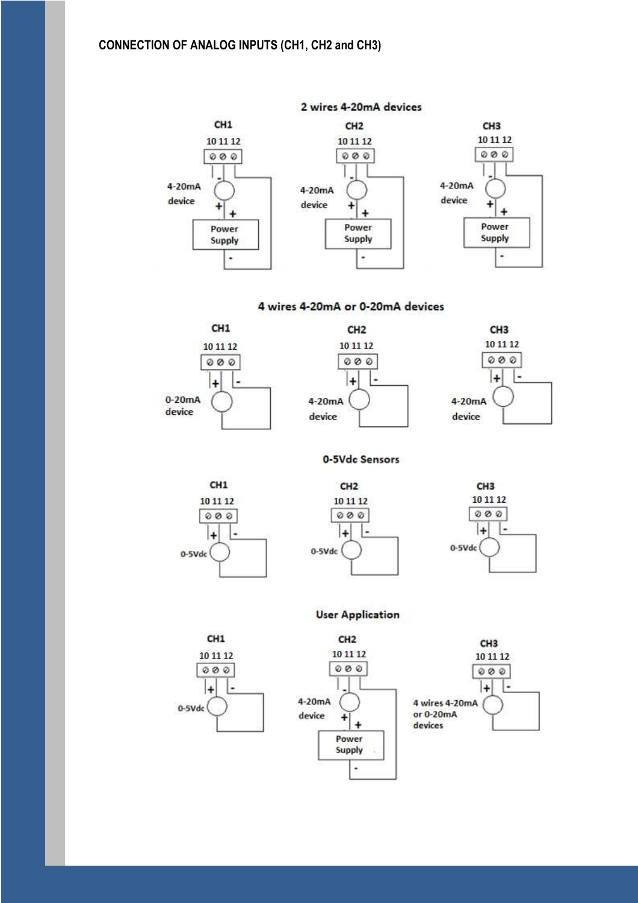**CONNECTION OF ANALOG INPUTS (CH1, CH2 and CH3)**

2 wires 4-20mA devices

CH1 10 11 12 — 4-20mA device, Power Supply

CH2 10 11 12 — 4-20mA device, Power Supply

CH3 10 11 12 — 4-20mA device, Power Supply

4 wires 4-20mA or 0-20mA devices

CH1 10 11 12 — 0-20mA device

CH2 10 11 12 — 4-20mA device

CH3 10 11 12 — 4-20mA device

0-5Vdc Sensors

CH1 10 11 12 — 0-5Vdc

CH2 10 11 12 — 0-5Vdc

CH3 10 11 12 — 0-5Vdc

User Application

CH1 10 11 12 — 0-5Vdc

CH2 10 11 12 — 4-20mA device, Power Supply

CH3 10 11 12 — 4 wires 4-20mA or 0-20mA devices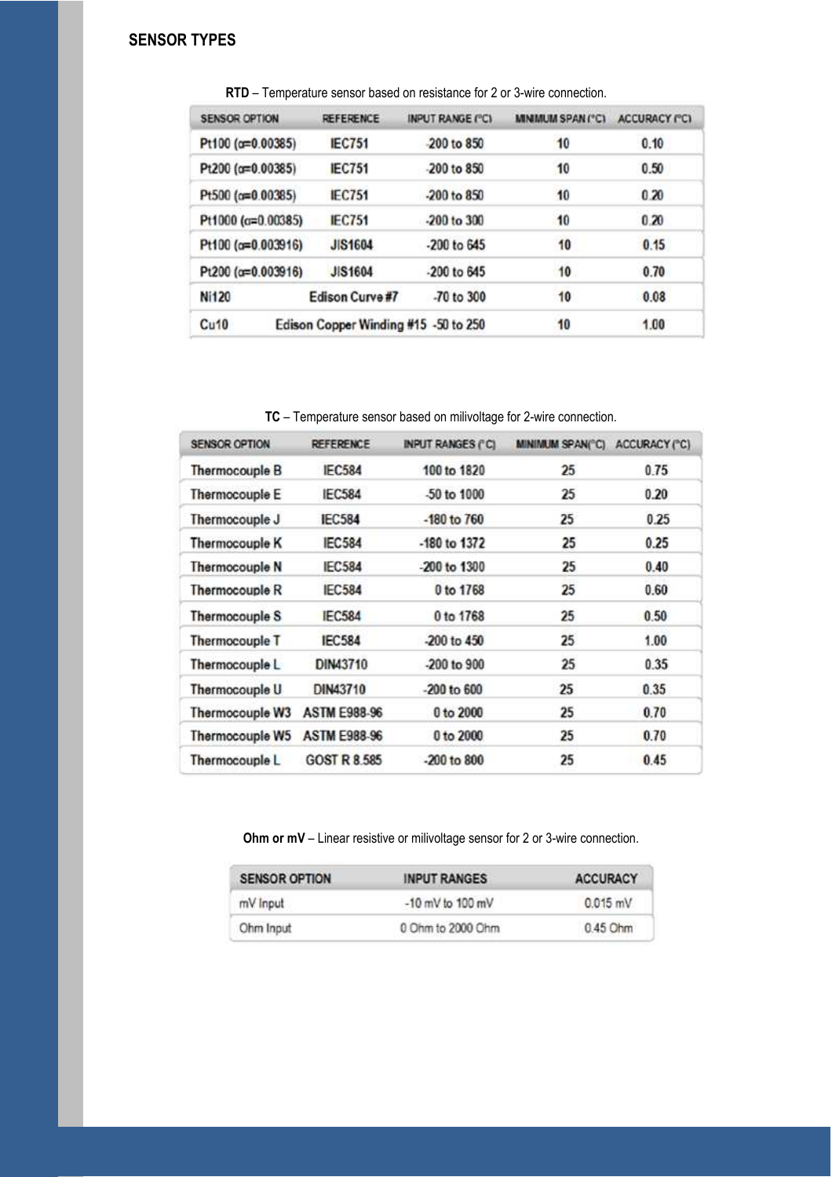## SENSOR TYPES

**RTD** – Temperature sensor based on resistance for 2 or 3-wire connection.

| SENSOR OPTION | REFERENCE | INPUT RANGE (°C) | MINIMUM SPAN (°C) | ACCURACY (°C) |
|---|---|---|---|---|
| Pt100 (α=0.00385) | IEC751 | -200 to 850 | 10 | 0.10 |
| Pt200 (α=0.00385) | IEC751 | -200 to 850 | 10 | 0.50 |
| Pt500 (α=0.00385) | IEC751 | -200 to 850 | 10 | 0.20 |
| Pt1000 (α=0.00385) | IEC751 | -200 to 300 | 10 | 0.20 |
| Pt100 (α=0.003916) | JIS1604 | -200 to 645 | 10 | 0.15 |
| Pt200 (α=0.003916) | JIS1604 | -200 to 645 | 10 | 0.70 |
| Ni120 | Edison Curve #7 | -70 to 300 | 10 | 0.08 |
| Cu10 | Edison Copper Winding #15 | -50 to 250 | 10 | 1.00 |

**TC** – Temperature sensor based on milivoltage for 2-wire connection.

| SENSOR OPTION | REFERENCE | INPUT RANGES (°C) | MINIMUM SPAN(°C) | ACCURACY (°C) |
|---|---|---|---|---|
| Thermocouple B | IEC584 | 100 to 1820 | 25 | 0.75 |
| Thermocouple E | IEC584 | -50 to 1000 | 25 | 0.20 |
| Thermocouple J | IEC584 | -180 to 760 | 25 | 0.25 |
| Thermocouple K | IEC584 | -180 to 1372 | 25 | 0.25 |
| Thermocouple N | IEC584 | -200 to 1300 | 25 | 0.40 |
| Thermocouple R | IEC584 | 0 to 1768 | 25 | 0.60 |
| Thermocouple S | IEC584 | 0 to 1768 | 25 | 0.50 |
| Thermocouple T | IEC584 | -200 to 450 | 25 | 1.00 |
| Thermocouple L | DIN43710 | -200 to 900 | 25 | 0.35 |
| Thermocouple U | DIN43710 | -200 to 600 | 25 | 0.35 |
| Thermocouple W3 | ASTM E988-96 | 0 to 2000 | 25 | 0.70 |
| Thermocouple W5 | ASTM E988-96 | 0 to 2000 | 25 | 0.70 |
| Thermocouple L | GOST R 8.585 | -200 to 800 | 25 | 0.45 |

**Ohm or mV** – Linear resistive or milivoltage sensor for 2 or 3-wire connection.

| SENSOR OPTION | INPUT RANGES | ACCURACY |
|---|---|---|
| mV Input | -10 mV to 100 mV | 0.015 mV |
| Ohm Input | 0 Ohm to 2000 Ohm | 0.45 Ohm |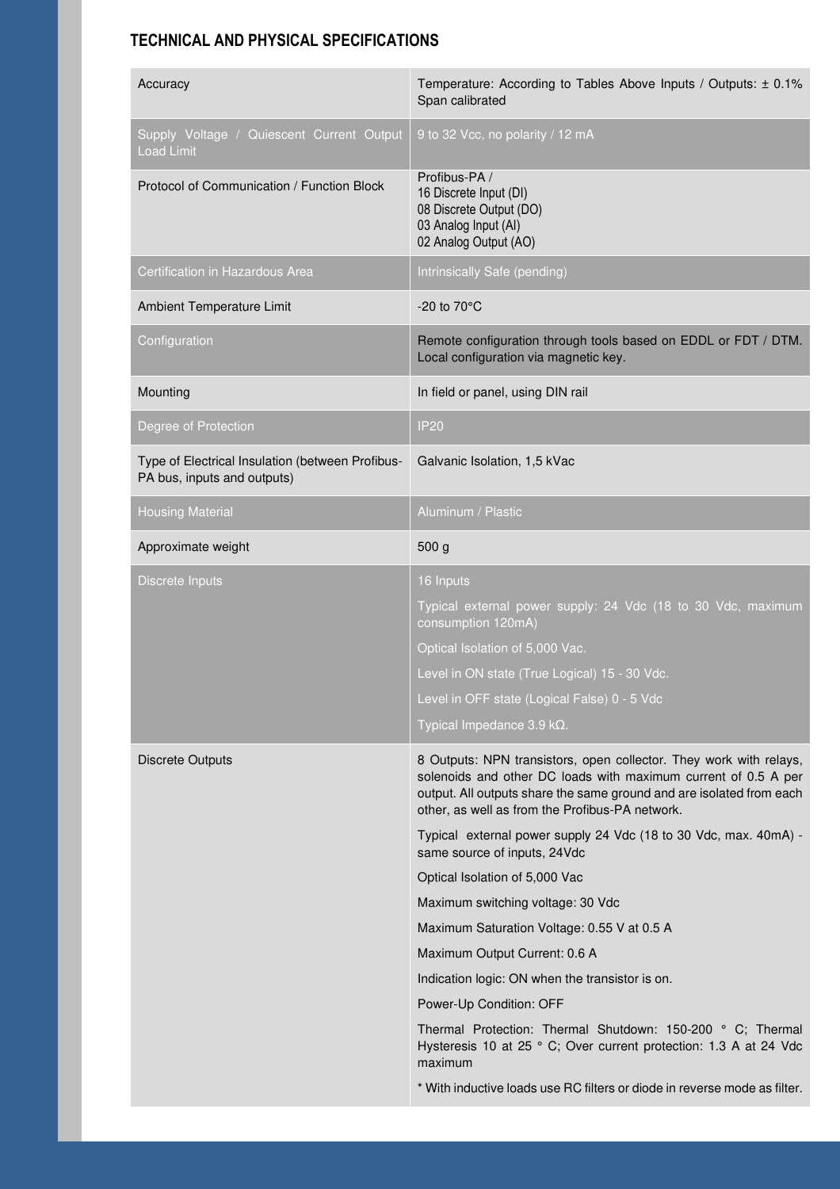## TECHNICAL AND PHYSICAL SPECIFICATIONS

| | |
|---|---|
| Accuracy | Temperature: According to Tables Above Inputs / Outputs: ± 0.1% Span calibrated |
| Supply Voltage / Quiescent Current Output Load Limit | 9 to 32 Vcc, no polarity / 12 mA |
| Protocol of Communication / Function Block | Profibus-PA /<br>16 Discrete Input (DI)<br>08 Discrete Output (DO)<br>03 Analog Input (AI)<br>02 Analog Output (AO) |
| Certification in Hazardous Area | Intrinsically Safe (pending) |
| Ambient Temperature Limit | -20 to 70°C |
| Configuration | Remote configuration through tools based on EDDL or FDT / DTM. Local configuration via magnetic key. |
| Mounting | In field or panel, using DIN rail |
| Degree of Protection | IP20 |
| Type of Electrical Insulation (between Profibus-PA bus, inputs and outputs) | Galvanic Isolation, 1,5 kVac |
| Housing Material | Aluminum / Plastic |
| Approximate weight | 500 g |
| Discrete Inputs | 16 Inputs<br>Typical external power supply: 24 Vdc (18 to 30 Vdc, maximum consumption 120mA)<br>Optical Isolation of 5,000 Vac.<br>Level in ON state (True Logical) 15 - 30 Vdc.<br>Level in OFF state (Logical False) 0 - 5 Vdc<br>Typical Impedance 3.9 kΩ. |
| Discrete Outputs | 8 Outputs: NPN transistors, open collector. They work with relays, solenoids and other DC loads with maximum current of 0.5 A per output. All outputs share the same ground and are isolated from each other, as well as from the Profibus-PA network.<br>Typical external power supply 24 Vdc (18 to 30 Vdc, max. 40mA) - same source of inputs, 24Vdc<br>Optical Isolation of 5,000 Vac<br>Maximum switching voltage: 30 Vdc<br>Maximum Saturation Voltage: 0.55 V at 0.5 A<br>Maximum Output Current: 0.6 A<br>Indication logic: ON when the transistor is on.<br>Power-Up Condition: OFF<br>Thermal Protection: Thermal Shutdown: 150-200 ° C; Thermal Hysteresis 10 at 25 ° C; Over current protection: 1.3 A at 24 Vdc maximum<br>* With inductive loads use RC filters or diode in reverse mode as filter. |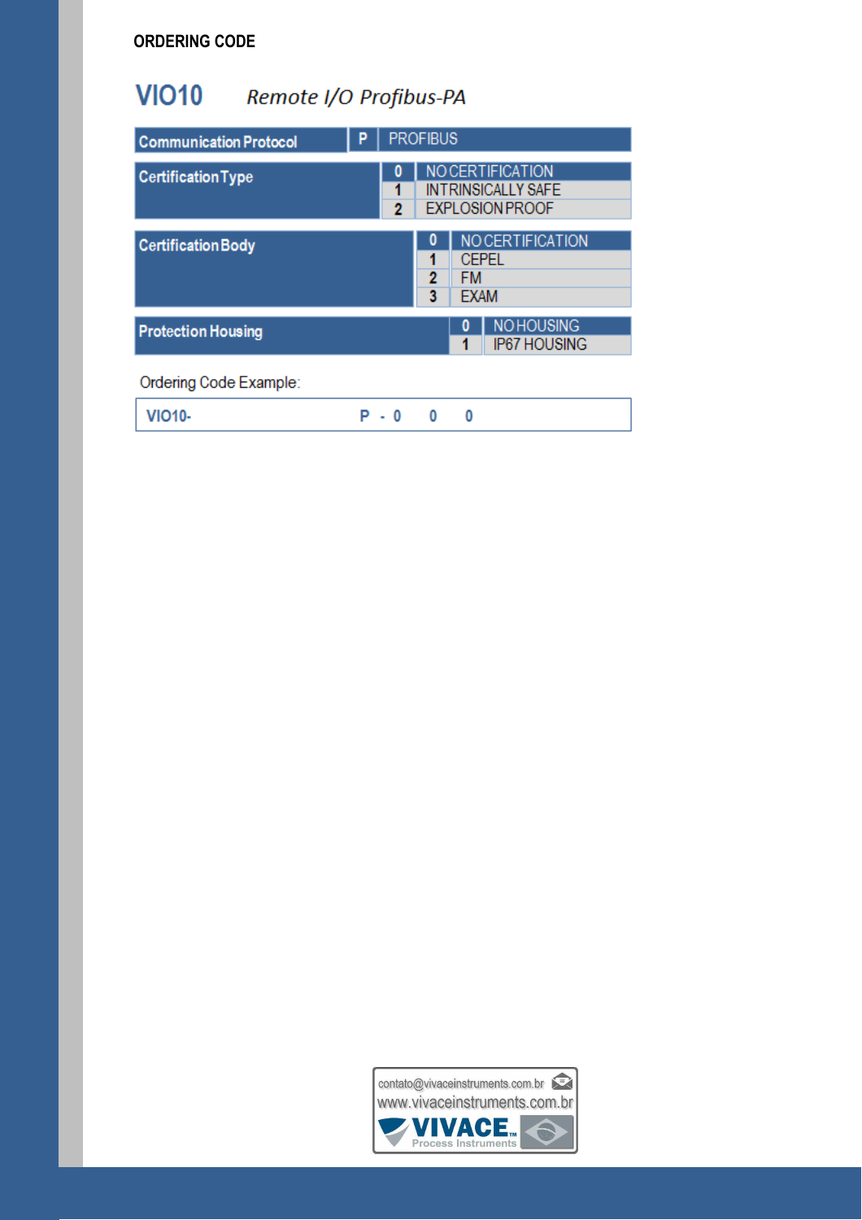**ORDERING CODE**

## VIO10 *Remote I/O Profibus-PA*

| | | |
|---|---|---|
| Communication Protocol | P | PROFIBUS |

| | | |
|---|---|---|
| Certification Type | 0 | NO CERTIFICATION |
| | 1 | INTRINSICALLY SAFE |
| | 2 | EXPLOSION PROOF |

| | | |
|---|---|---|
| Certification Body | 0 | NO CERTIFICATION |
| | 1 | CEPEL |
| | 2 | FM |
| | 3 | EXAM |

| | | |
|---|---|---|
| Protection Housing | 0 | NO HOUSING |
| | 1 | IP67 HOUSING |

Ordering Code Example:

| | | | | |
|---|---|---|---|---|
| VIO10- | P - | 0 | 0 | 0 |

contato@vivaceinstruments.com.br

www.vivaceinstruments.com.br

VIVACE Process Instruments